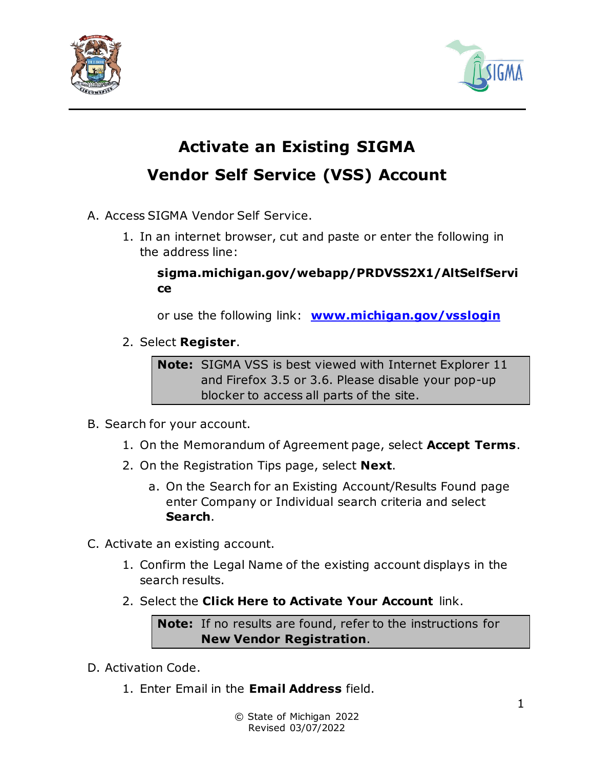# Activate an Existing SIGMA Vendor Self Service (VSS) Account

A. Access SIGMA Vendor Self Service.

1. In an internet browser, cut and paste or enter the following in the address line:

   **sigma.michigan.gov/webapp/PRDVSS2X1/AltSelfService**

   or use the following link: **[www.michigan.gov/vsslogin](http://www.michigan.gov/vsslogin)**

2. Select **Register**.

> **Note:** SIGMA VSS is best viewed with Internet Explorer 11 and Firefox 3.5 or 3.6. Please disable your pop-up blocker to access all parts of the site.

B. Search for your account.

1. On the Memorandum of Agreement page, select **Accept Terms**.
2. On the Registration Tips page, select **Next**.
   a. On the Search for an Existing Account/Results Found page enter Company or Individual search criteria and select **Search**.

C. Activate an existing account.

1. Confirm the Legal Name of the existing account displays in the search results.
2. Select the **Click Here to Activate Your Account** link.

> **Note:** If no results are found, refer to the instructions for **New Vendor Registration**.

D. Activation Code.

1. Enter Email in the **Email Address** field.

© State of Michigan 2022
Revised 03/07/2022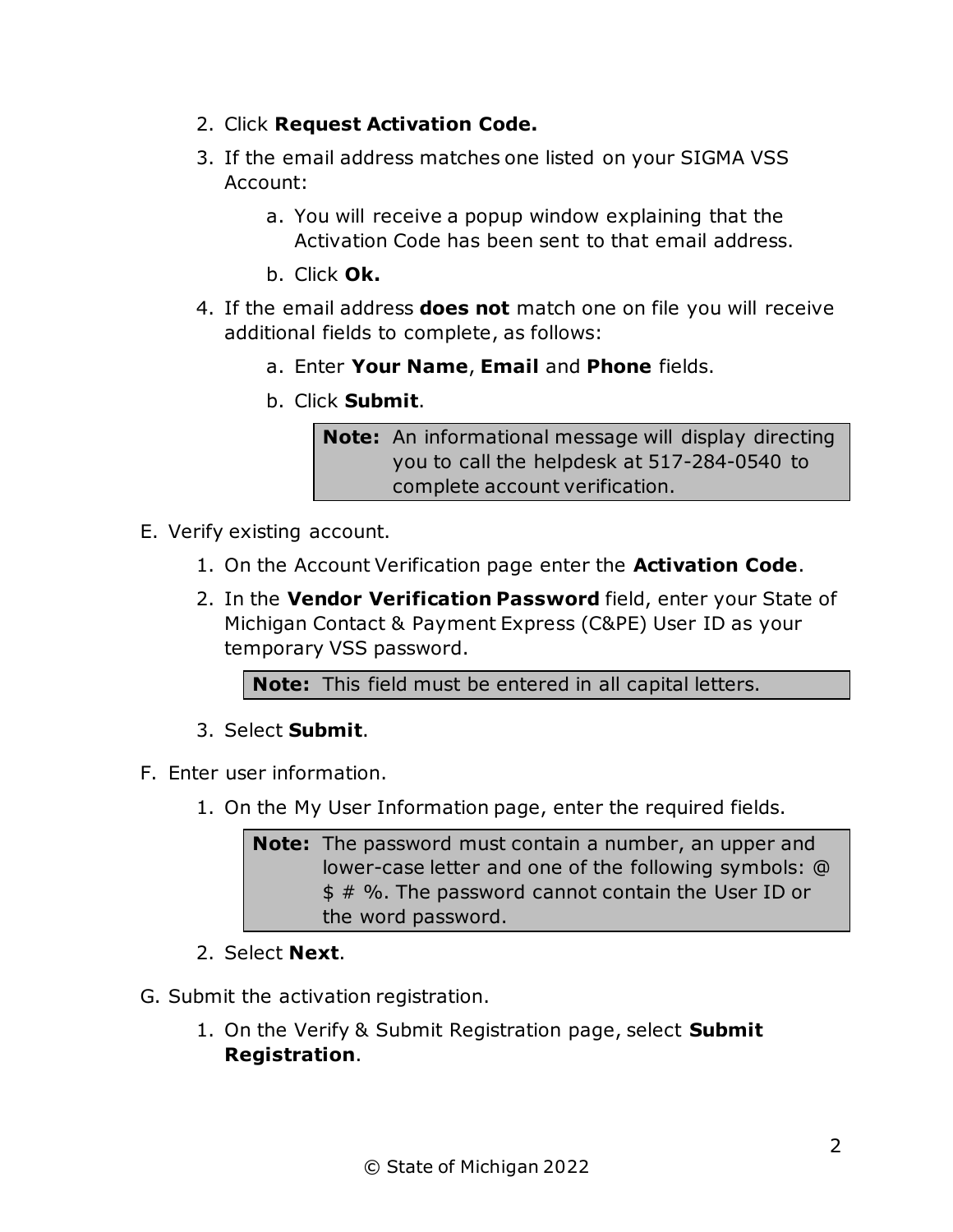2. Click **Request Activation Code.**
3. If the email address matches one listed on your SIGMA VSS Account:
    a. You will receive a popup window explaining that the Activation Code has been sent to that email address.
    b. Click **Ok.**
4. If the email address **does not** match one on file you will receive additional fields to complete, as follows:
    a. Enter **Your Name**, **Email** and **Phone** fields.
    b. Click **Submit**.

    > **Note:** An informational message will display directing you to call the helpdesk at 517-284-0540 to complete account verification.

E. Verify existing account.

1. On the Account Verification page enter the **Activation Code**.
2. In the **Vendor Verification Password** field, enter your State of Michigan Contact & Payment Express (C&PE) User ID as your temporary VSS password.

    > **Note:** This field must be entered in all capital letters.

3. Select **Submit**.

F. Enter user information.

1. On the My User Information page, enter the required fields.

    > **Note:** The password must contain a number, an upper and lower-case letter and one of the following symbols: @ $ # %. The password cannot contain the User ID or the word password.

2. Select **Next**.

G. Submit the activation registration.

1. On the Verify & Submit Registration page, select **Submit Registration**.

© State of Michigan 2022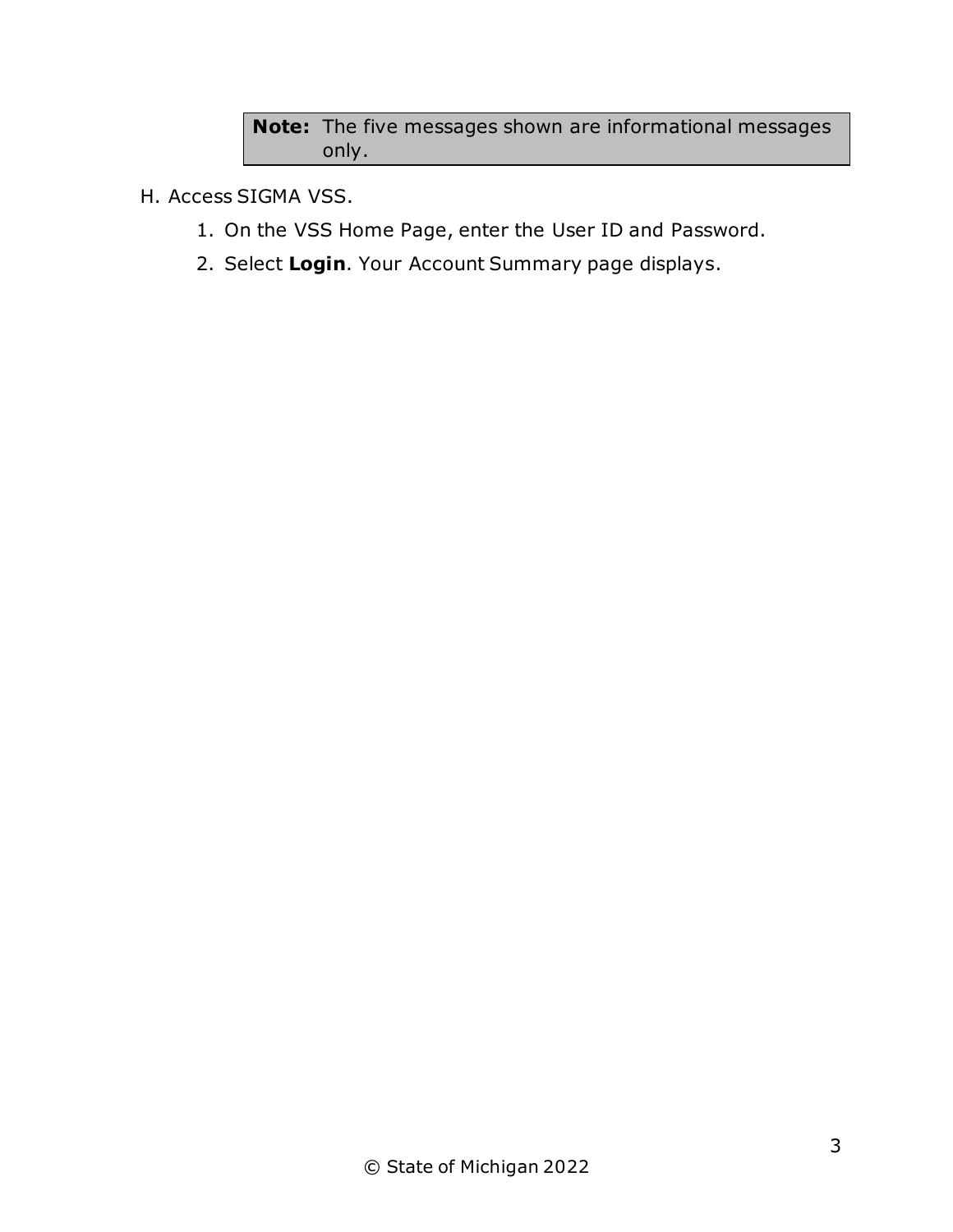> **Note:** The five messages shown are informational messages only.

H. Access SIGMA VSS.

1. On the VSS Home Page, enter the User ID and Password.
2. Select **Login**. Your Account Summary page displays.

© State of Michigan 2022